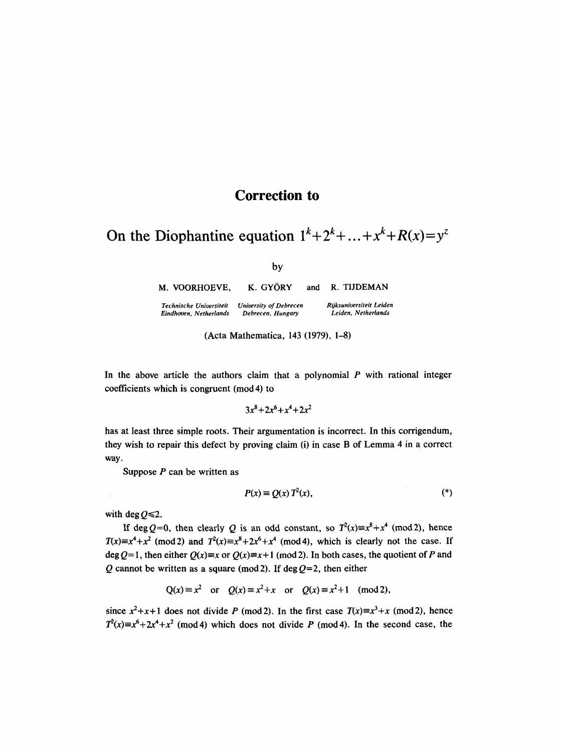# Correction to

# On the Diophantine equation $1^k+2^k+\ldots+x^k+R(x)=y^z$

by

M. VOORHOEVE, K. GYÖRY and R. TIJDEMAN

*Technische Universiteit Eindhoven, Netherlands* *University of Debrecen Debrecen, Hungary* *Rijksuniversiteit Leiden Leiden, Netherlands*

(Acta Mathematica, 143 (1979), 1–8)

In the above article the authors claim that a polynomial $P$ with rational integer coefficients which is congruent (mod 4) to

$$3x^8+2x^6+x^4+2x^2$$

has at least three simple roots. Their argumentation is incorrect. In this corrigendum, they wish to repair this defect by proving claim (i) in case B of Lemma 4 in a correct way.

Suppose $P$ can be written as

$$P(x)\equiv Q(x)\,T^2(x), \tag{*}$$

with $\deg Q\leqslant 2$.

If $\deg Q=0$, then clearly $Q$ is an odd constant, so $T^2(x)\equiv x^8+x^4 \pmod 2$, hence $T(x)\equiv x^4+x^2 \pmod 2$ and $T^2(x)\equiv x^8+2x^6+x^4 \pmod 4$, which is clearly not the case. If $\deg Q=1$, then either $Q(x)\equiv x$ or $Q(x)\equiv x+1 \pmod 2$. In both cases, the quotient of $P$ and $Q$ cannot be written as a square (mod 2). If $\deg Q=2$, then either

$$Q(x)\equiv x^2 \quad\text{or}\quad Q(x)\equiv x^2+x \quad\text{or}\quad Q(x)\equiv x^2+1 \pmod 2,$$

since $x^2+x+1$ does not divide $P$ (mod 2). In the first case $T(x)\equiv x^3+x \pmod 2$, hence $T^2(x)\equiv x^6+2x^4+x^2 \pmod 4$ which does not divide $P$ (mod 4). In the second case, the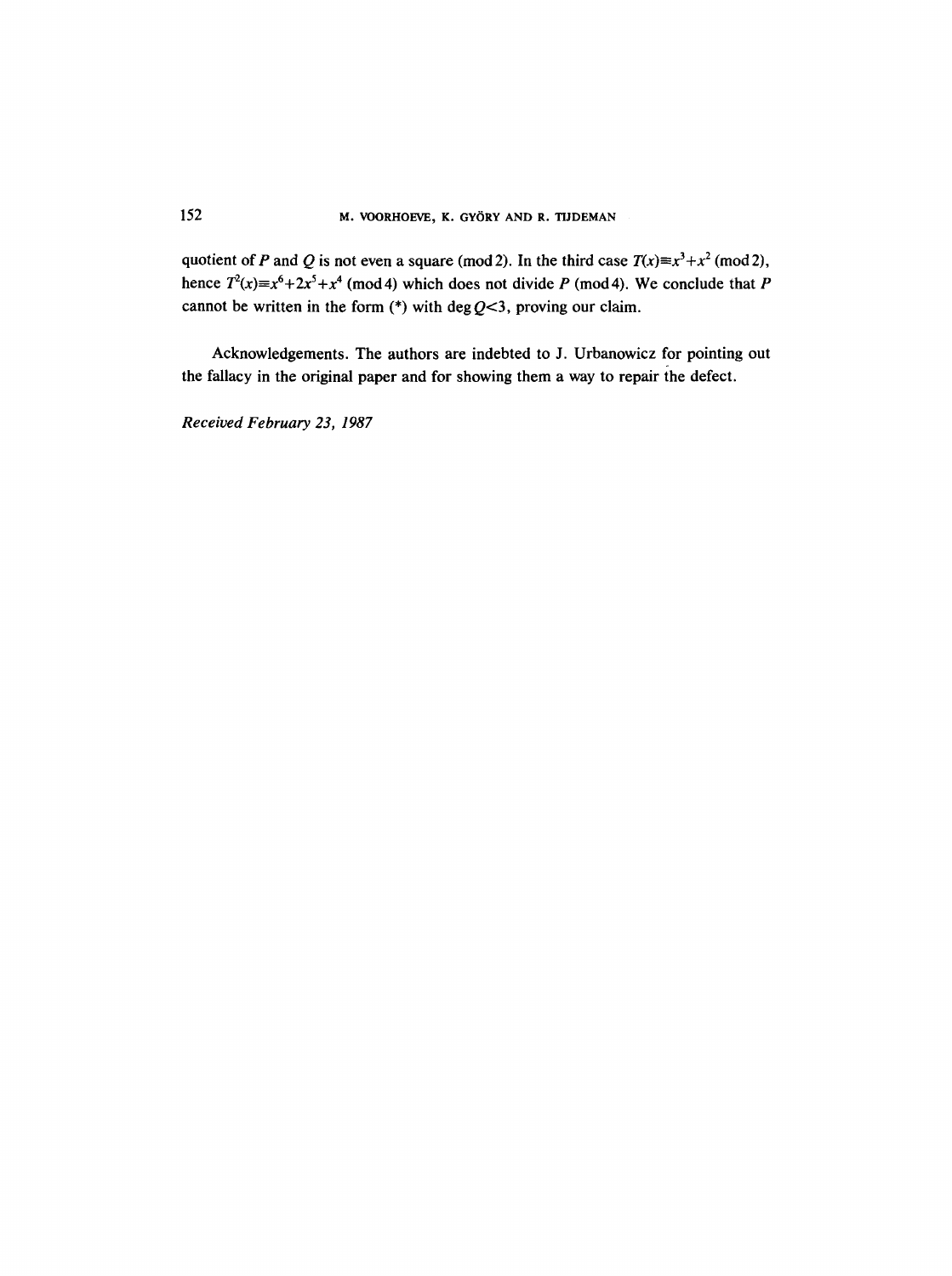quotient of $P$ and $Q$ is not even a square (mod 2). In the third case $T(x) \equiv x^3 + x^2 \pmod{2}$, hence $T^2(x) \equiv x^6 + 2x^5 + x^4 \pmod{4}$ which does not divide $P \pmod{4}$. We conclude that $P$ cannot be written in the form (*) with $\deg Q < 3$, proving our claim.

Acknowledgements. The authors are indebted to J. Urbanowicz for pointing out the fallacy in the original paper and for showing them a way to repair the defect.

*Received February 23, 1987*